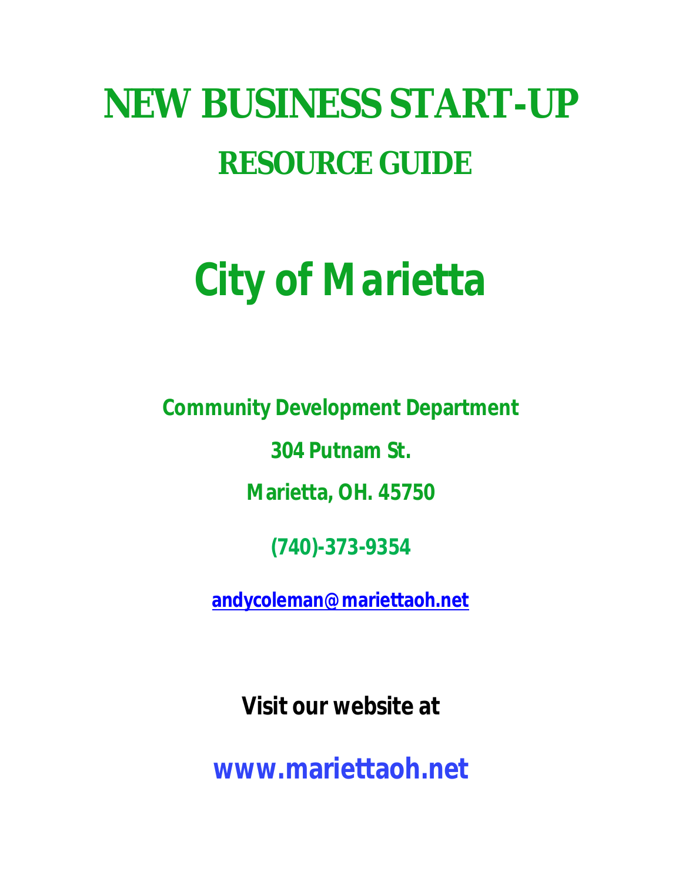# NEW BUSINESS START-UP

## RESOURCE GUIDE

# City of Marietta

**Community Development Department**

**304 Putnam St.**

**Marietta, OH. 45750**

**(740)-373-9354**

**andycoleman@mariettaoh.net**

**Visit our website at**

**www.mariettaoh.net**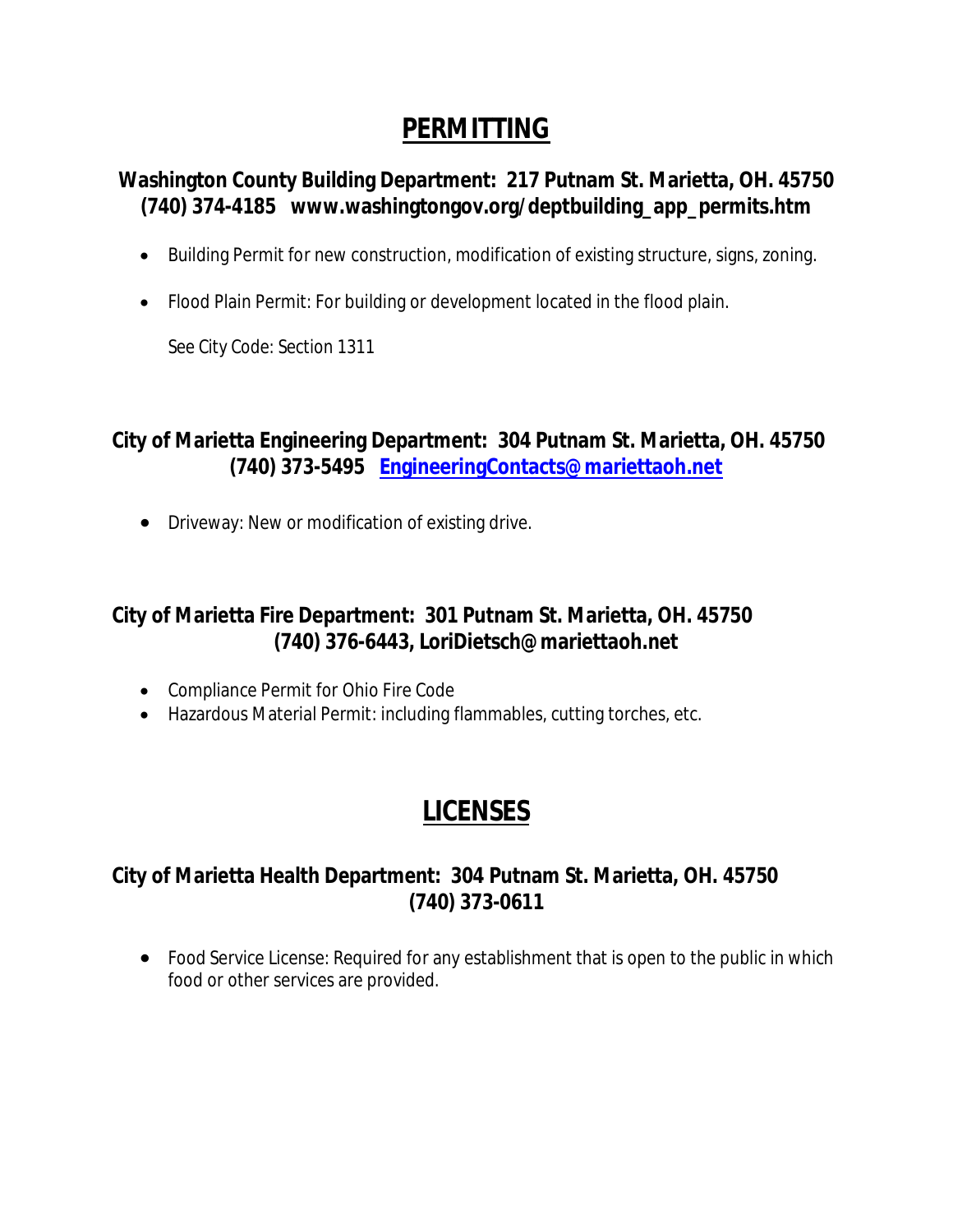# PERMITTING

**Washington County Building Department: 217 Putnam St. Marietta, OH. 45750**
**(740) 374-4185 www.washingtongov.org/deptbuilding_app_permits.htm**

- Building Permit for new construction, modification of existing structure, signs, zoning.
- Flood Plain Permit: For building or development located in the flood plain.

  See City Code: Section 1311

**City of Marietta Engineering Department: 304 Putnam St. Marietta, OH. 45750**
**(740) 373-5495 EngineeringContacts@mariettaoh.net**

- Driveway: New or modification of existing drive.

**City of Marietta Fire Department: 301 Putnam St. Marietta, OH. 45750**
**(740) 376-6443, LoriDietsch@mariettaoh.net**

- Compliance Permit for Ohio Fire Code
- Hazardous Material Permit: including flammables, cutting torches, etc.

# LICENSES

**City of Marietta Health Department: 304 Putnam St. Marietta, OH. 45750**
**(740) 373-0611**

- Food Service License: Required for any establishment that is open to the public in which food or other services are provided.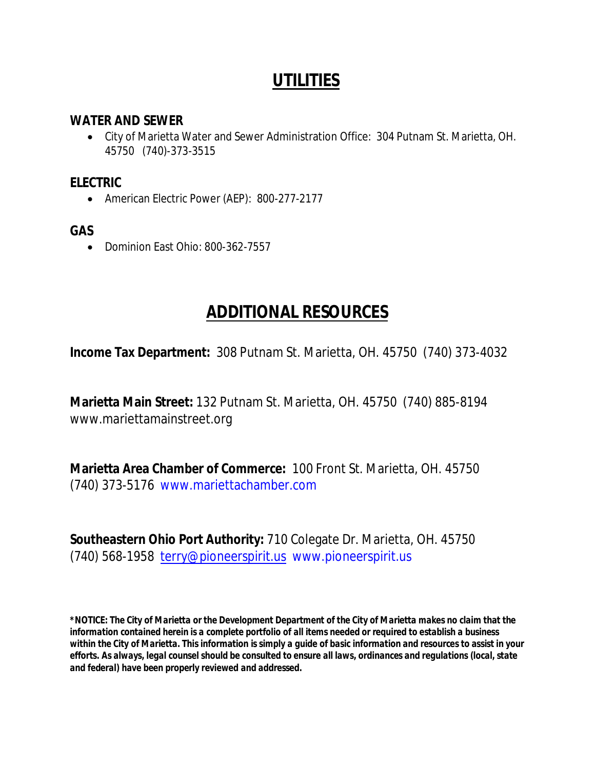# UTILITIES

### WATER AND SEWER

- City of Marietta Water and Sewer Administration Office: 304 Putnam St. Marietta, OH. 45750 (740)-373-3515

### ELECTRIC

- American Electric Power (AEP): 800-277-2177

### GAS

- Dominion East Ohio: 800-362-7557

# ADDITIONAL RESOURCES

**Income Tax Department:** 308 Putnam St. Marietta, OH. 45750 (740) 373-4032

**Marietta Main Street:** 132 Putnam St. Marietta, OH. 45750 (740) 885-8194 www.mariettamainstreet.org

**Marietta Area Chamber of Commerce:** 100 Front St. Marietta, OH. 45750 (740) 373-5176 www.mariettachamber.com

**Southeastern Ohio Port Authority:** 710 Colegate Dr. Marietta, OH. 45750 (740) 568-1958 terry@pioneerspirit.us www.pioneerspirit.us

***NOTICE: The City of Marietta or the Development Department of the City of Marietta makes no claim that the information contained herein is a complete portfolio of all items needed or required to establish a business within the City of Marietta. This information is simply a guide of basic information and resources to assist in your efforts. As always, legal counsel should be consulted to ensure all laws, ordinances and regulations (local, state and federal) have been properly reviewed and addressed.***